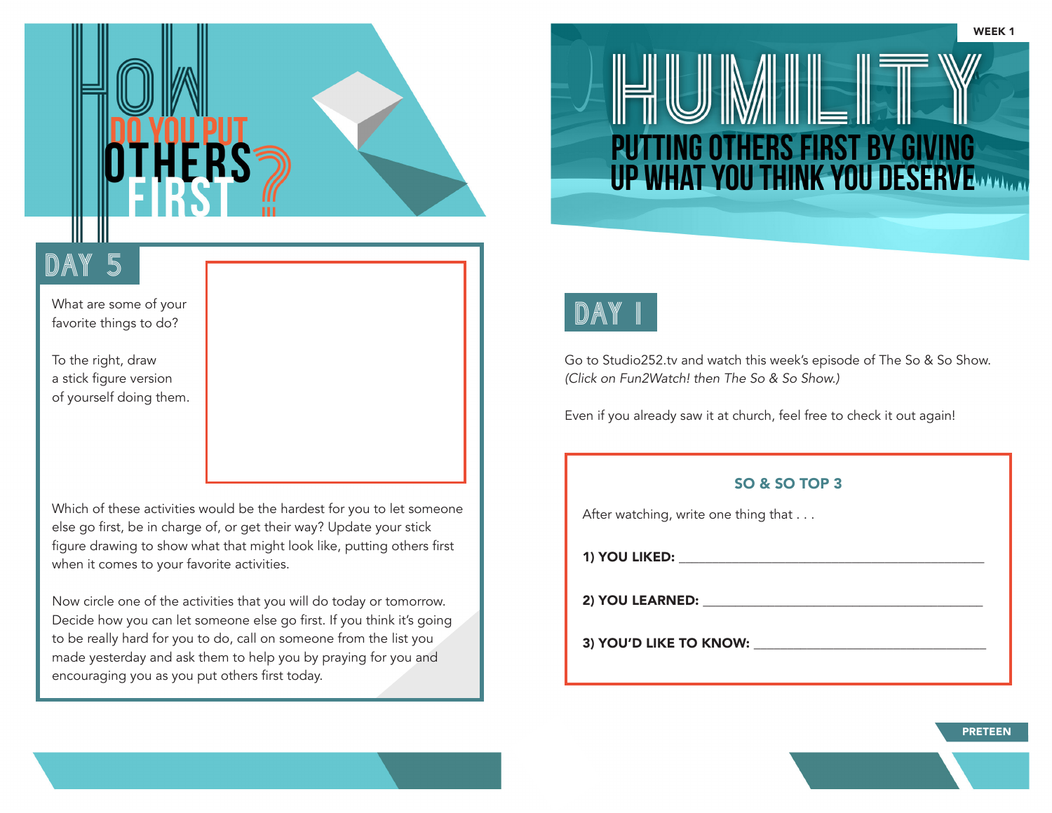# HOW DO YOU PUT OTHERS FIRST?

## DAY 5

What are some of your favorite things to do?

To the right, draw a stick figure version of yourself doing them.

Which of these activities would be the hardest for you to let someone else go first, be in charge of, or get their way? Update your stick figure drawing to show what that might look like, putting others first when it comes to your favorite activities.

Now circle one of the activities that you will do today or tomorrow. Decide how you can let someone else go first. If you think it's going to be really hard for you to do, call on someone from the list you made yesterday and ask them to help you by praying for you and encouraging you as you put others first today.

WEEK 1

# HUMILITY

## PUTTING OTHERS FIRST BY GIVING UP WHAT YOU THINK YOU DESERVE

## DAY 1

Go to Studio252.tv and watch this week's episode of The So & So Show. *(Click on Fun2Watch! then The So & So Show.)*

Even if you already saw it at church, feel free to check it out again!

### SO & SO TOP 3

After watching, write one thing that . . .

**1) YOU LIKED:** ____________________________________________

**2) YOU LEARNED:** __________________________________________

**3) YOU'D LIKE TO KNOW:** ___________________________________

PRETEEN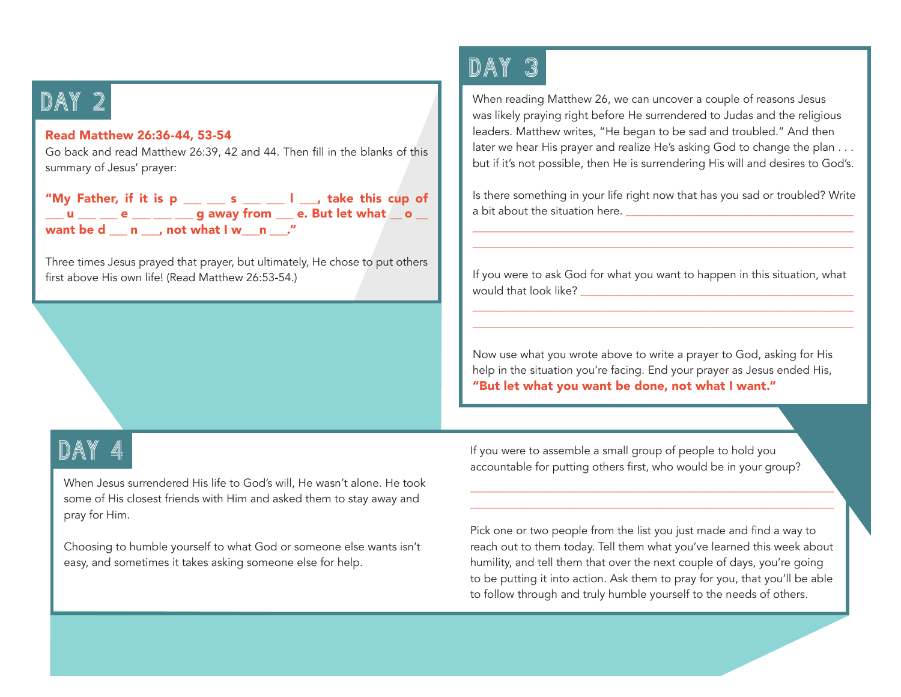## DAY 2

**Read Matthew 26:36-44, 53-54**

Go back and read Matthew 26:39, 42 and 44. Then fill in the blanks of this summary of Jesus' prayer:

**"My Father, if it is p ___ ___ s ___ ___ I ___, take this cup of ___ u ___ ___ e ___ ___ ___ g away from ___ e. But let what __ o __ want be d ___ n ___, not what I w___n ___."**

Three times Jesus prayed that prayer, but ultimately, He chose to put others first above His own life! (Read Matthew 26:53-54.)

## DAY 3

When reading Matthew 26, we can uncover a couple of reasons Jesus was likely praying right before He surrendered to Judas and the religious leaders. Matthew writes, "He began to be sad and troubled." And then later we hear His prayer and realize He's asking God to change the plan . . . but if it's not possible, then He is surrendering His will and desires to God's.

Is there something in your life right now that has you sad or troubled? Write a bit about the situation here. ________________________________________

________________________________________

________________________________________

If you were to ask God for what you want to happen in this situation, what would that look like? ________________________________________

________________________________________

________________________________________

Now use what you wrote above to write a prayer to God, asking for His help in the situation you're facing. End your prayer as Jesus ended His, **"But let what you want be done, not what I want."**

## DAY 4

When Jesus surrendered His life to God's will, He wasn't alone. He took some of His closest friends with Him and asked them to stay away and pray for Him.

Choosing to humble yourself to what God or someone else wants isn't easy, and sometimes it takes asking someone else for help.

If you were to assemble a small group of people to hold you accountable for putting others first, who would be in your group?

________________________________________

________________________________________

Pick one or two people from the list you just made and find a way to reach out to them today. Tell them what you've learned this week about humility, and tell them that over the next couple of days, you're going to be putting it into action. Ask them to pray for you, that you'll be able to follow through and truly humble yourself to the needs of others.